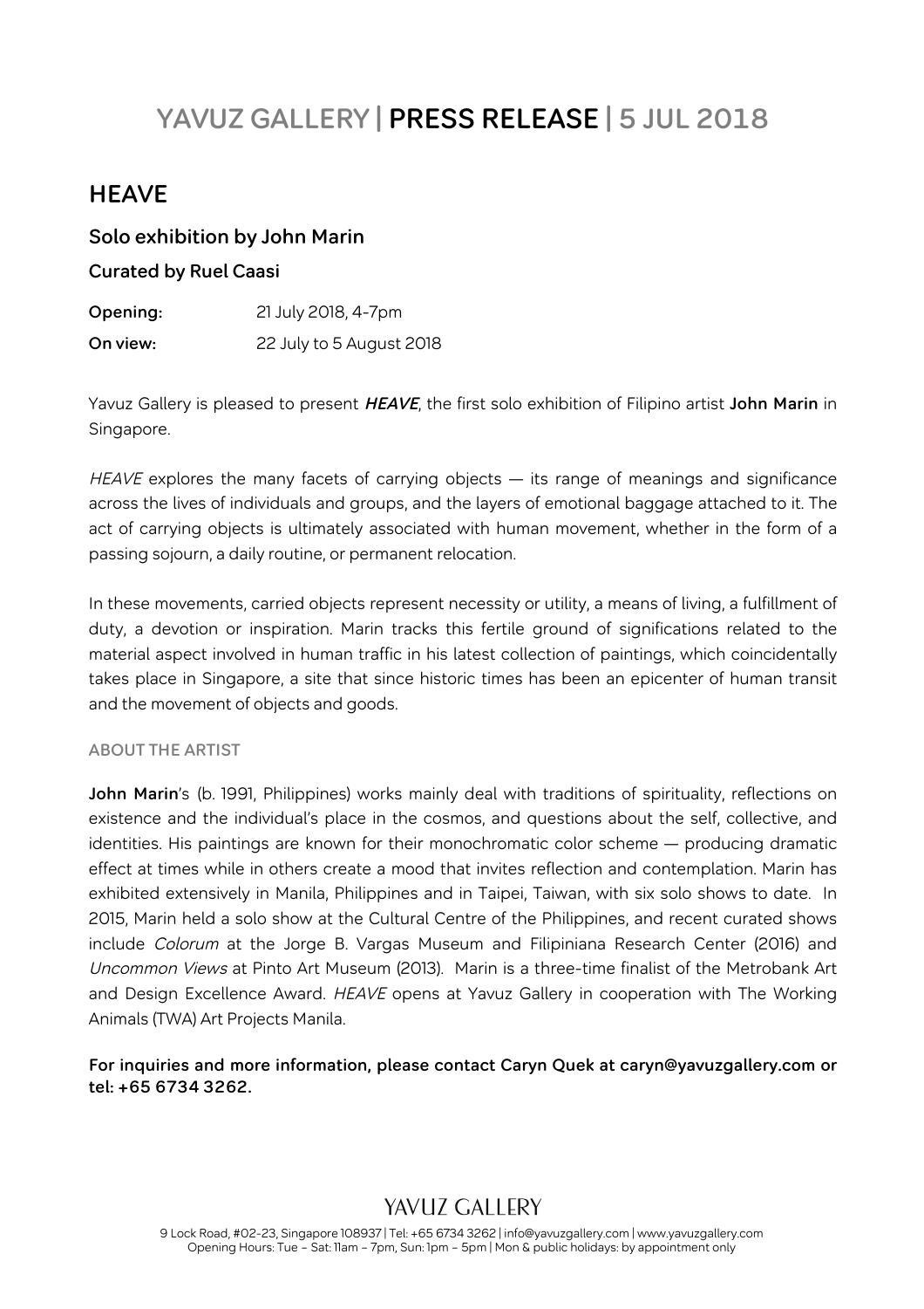# YAVUZ GALLERY | PRESS RELEASE | 5 JUL 2018

## HEAVE

### Solo exhibition by John Marin

### Curated by Ruel Caasi

**Opening:** 21 July 2018, 4-7pm

**On view:** 22 July to 5 August 2018

Yavuz Gallery is pleased to present ***HEAVE***, the first solo exhibition of Filipino artist **John Marin** in Singapore.

*HEAVE* explores the many facets of carrying objects — its range of meanings and significance across the lives of individuals and groups, and the layers of emotional baggage attached to it. The act of carrying objects is ultimately associated with human movement, whether in the form of a passing sojourn, a daily routine, or permanent relocation.

In these movements, carried objects represent necessity or utility, a means of living, a fulfillment of duty, a devotion or inspiration. Marin tracks this fertile ground of significations related to the material aspect involved in human traffic in his latest collection of paintings, which coincidentally takes place in Singapore, a site that since historic times has been an epicenter of human transit and the movement of objects and goods.

#### ABOUT THE ARTIST

**John Marin**'s (b. 1991, Philippines) works mainly deal with traditions of spirituality, reflections on existence and the individual's place in the cosmos, and questions about the self, collective, and identities. His paintings are known for their monochromatic color scheme — producing dramatic effect at times while in others create a mood that invites reflection and contemplation. Marin has exhibited extensively in Manila, Philippines and in Taipei, Taiwan, with six solo shows to date. In 2015, Marin held a solo show at the Cultural Centre of the Philippines, and recent curated shows include *Colorum* at the Jorge B. Vargas Museum and Filipiniana Research Center (2016) and *Uncommon Views* at Pinto Art Museum (2013). Marin is a three-time finalist of the Metrobank Art and Design Excellence Award. *HEAVE* opens at Yavuz Gallery in cooperation with The Working Animals (TWA) Art Projects Manila.

**For inquiries and more information, please contact Caryn Quek at caryn@yavuzgallery.com or tel: +65 6734 3262.**

YAVUZ GALLERY

9 Lock Road, #02-23, Singapore 108937 | Tel: +65 6734 3262 | info@yavuzgallery.com | www.yavuzgallery.com
Opening Hours: Tue – Sat: 11am – 7pm, Sun: 1pm – 5pm | Mon & public holidays: by appointment only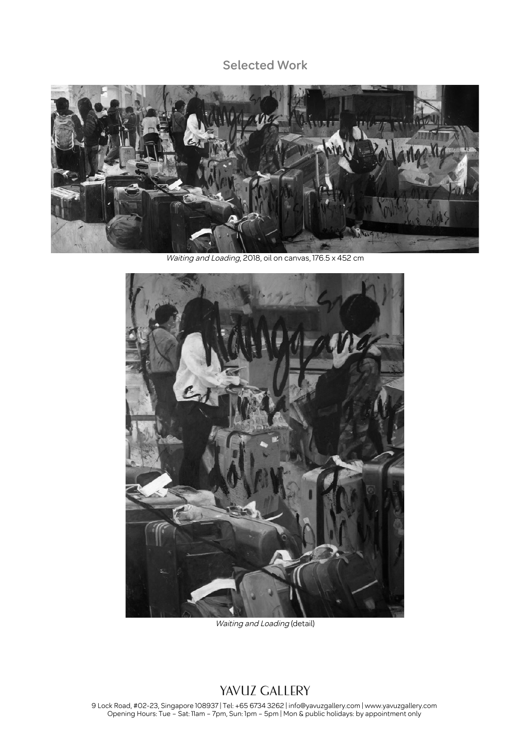## Selected Work

*Waiting and Loading*, 2018, oil on canvas, 176.5 x 452 cm

*Waiting and Loading* (detail)